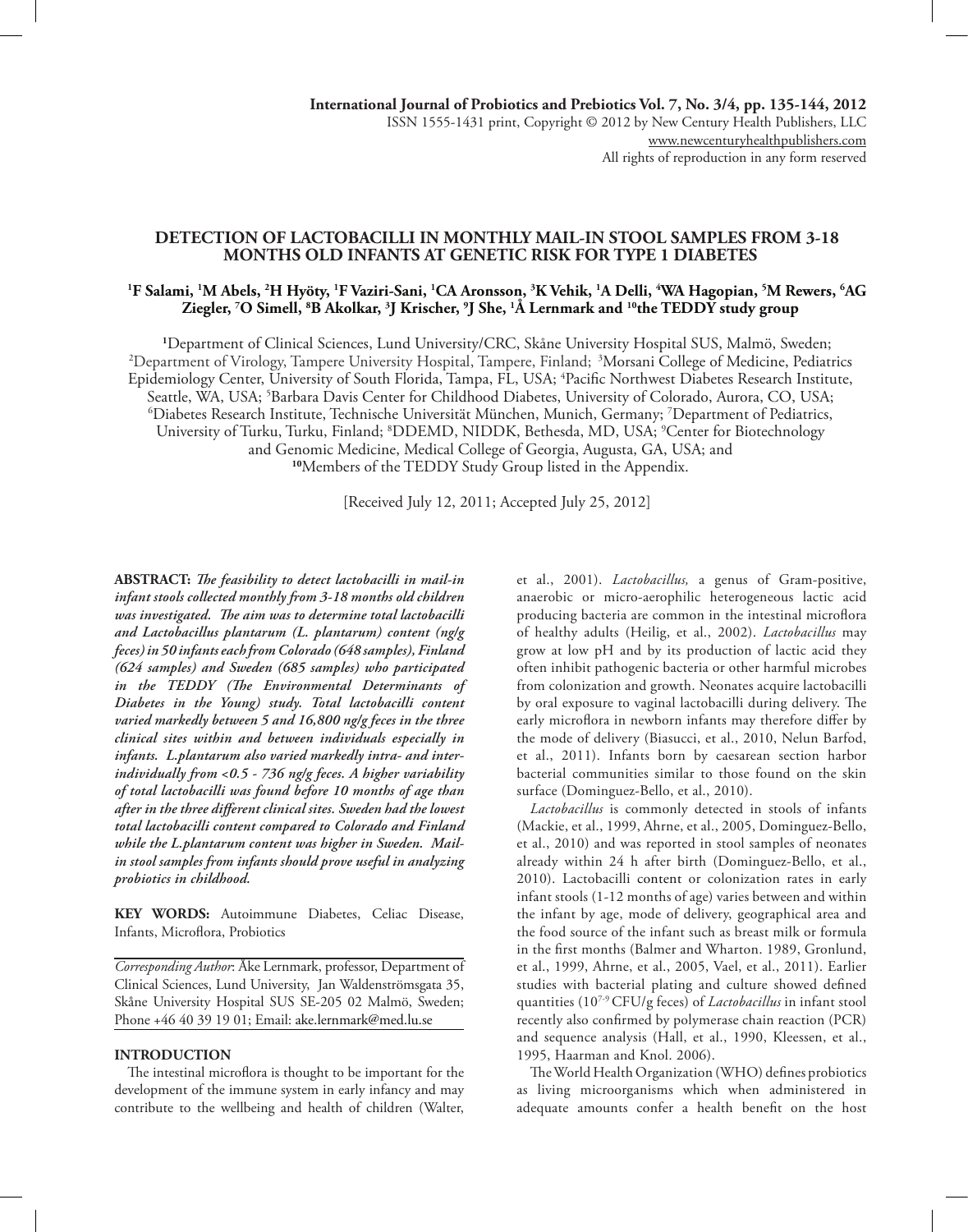International Journal of Probiotics and Prebiotics Vol. 7, No. 3/4, pp. 135-144, 2012
ISSN 1555-1431 print, Copyright © 2012 by New Century Health Publishers, LLC
www.newcenturyhealthpublishers.com
All rights of reproduction in any form reserved

# DETECTION OF LACTOBACILLI IN MONTHLY MAIL-IN STOOL SAMPLES FROM 3-18 MONTHS OLD INFANTS AT GENETIC RISK FOR TYPE 1 DIABETES

**[1]F Salami, [1]M Abels, [2]H Hyöty, [1]F Vaziri-Sani, [1]CA Aronsson, [3]K Vehik, [1]A Delli, [4]WA Hagopian, [5]M Rewers, [6]AG Ziegler, [7]O Simell, [8]B Akolkar, [3]J Krischer, [9]J She, [1]Å Lernmark and [10]the TEDDY study group**

[1]Department of Clinical Sciences, Lund University/CRC, Skåne University Hospital SUS, Malmö, Sweden; [2]Department of Virology, Tampere University Hospital, Tampere, Finland; [3]Morsani College of Medicine, Pediatrics Epidemiology Center, University of South Florida, Tampa, FL, USA; [4]Pacific Northwest Diabetes Research Institute, Seattle, WA, USA; [5]Barbara Davis Center for Childhood Diabetes, University of Colorado, Aurora, CO, USA; [6]Diabetes Research Institute, Technische Universität München, Munich, Germany; [7]Department of Pediatrics, University of Turku, Turku, Finland; [8]DDEMD, NIDDK, Bethesda, MD, USA; [9]Center for Biotechnology and Genomic Medicine, Medical College of Georgia, Augusta, GA, USA; and [10]Members of the TEDDY Study Group listed in the Appendix.

[Received July 12, 2011; Accepted July 25, 2012]

***ABSTRACT:** The feasibility to detect lactobacilli in mail-in infant stools collected monthly from 3-18 months old children was investigated. The aim was to determine total lactobacilli and Lactobacillus plantarum (L. plantarum) content (ng/g feces) in 50 infants each from Colorado (648 samples), Finland (624 samples) and Sweden (685 samples) who participated in the TEDDY (The Environmental Determinants of Diabetes in the Young) study. Total lactobacilli content varied markedly between 5 and 16,800 ng/g feces in the three clinical sites within and between individuals especially in infants. L.plantarum also varied markedly intra- and inter-individually from <0.5 - 736 ng/g feces. A higher variability of total lactobacilli was found before 10 months of age than after in the three different clinical sites. Sweden had the lowest total lactobacilli content compared to Colorado and Finland while the L.plantarum content was higher in Sweden. Mail-in stool samples from infants should prove useful in analyzing probiotics in childhood.*

**KEY WORDS:** Autoimmune Diabetes, Celiac Disease, Infants, Microflora, Probiotics

*Corresponding Author*: Åke Lernmark, professor, Department of Clinical Sciences, Lund University, Jan Waldenströmsgata 35, Skåne University Hospital SUS SE-205 02 Malmö, Sweden; Phone +46 40 39 19 01; Email: ake.lernmark@med.lu.se

## INTRODUCTION

The intestinal microflora is thought to be important for the development of the immune system in early infancy and may contribute to the wellbeing and health of children (Walter, et al., 2001). *Lactobacillus,* a genus of Gram-positive, anaerobic or micro-aerophilic heterogeneous lactic acid producing bacteria are common in the intestinal microflora of healthy adults (Heilig, et al., 2002). *Lactobacillus* may grow at low pH and by its production of lactic acid they often inhibit pathogenic bacteria or other harmful microbes from colonization and growth. Neonates acquire lactobacilli by oral exposure to vaginal lactobacilli during delivery. The early microflora in newborn infants may therefore differ by the mode of delivery (Biasucci, et al., 2010, Nelun Barfod, et al., 2011). Infants born by caesarean section harbor bacterial communities similar to those found on the skin surface (Dominguez-Bello, et al., 2010).

*Lactobacillus* is commonly detected in stools of infants (Mackie, et al., 1999, Ahrne, et al., 2005, Dominguez-Bello, et al., 2010) and was reported in stool samples of neonates already within 24 h after birth (Dominguez-Bello, et al., 2010). Lactobacilli content or colonization rates in early infant stools (1-12 months of age) varies between and within the infant by age, mode of delivery, geographical area and the food source of the infant such as breast milk or formula in the first months (Balmer and Wharton. 1989, Gronlund, et al., 1999, Ahrne, et al., 2005, Vael, et al., 2011). Earlier studies with bacterial plating and culture showed defined quantities ($10^{7\text{-}9}$ CFU/g feces) of *Lactobacillus* in infant stool recently also confirmed by polymerase chain reaction (PCR) and sequence analysis (Hall, et al., 1990, Kleessen, et al., 1995, Haarman and Knol. 2006).

The World Health Organization (WHO) defines probiotics as living microorganisms which when administered in adequate amounts confer a health benefit on the host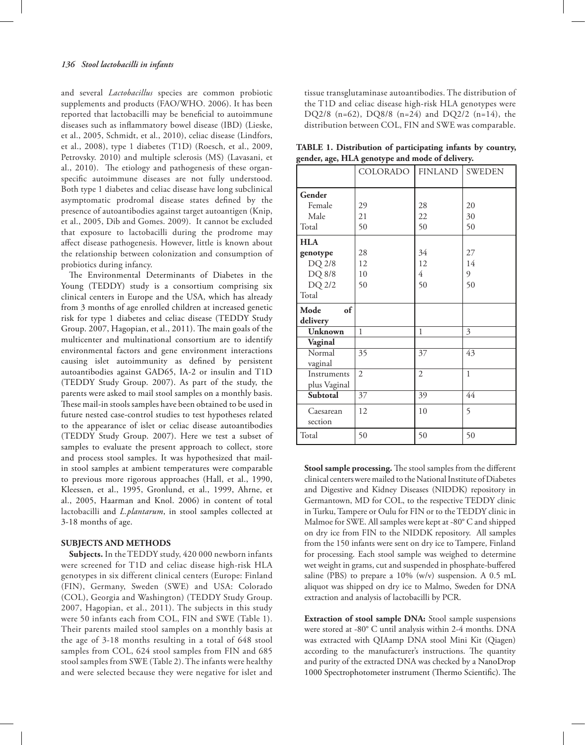and several *Lactobacillus* species are common probiotic supplements and products (FAO/WHO. 2006). It has been reported that lactobacilli may be beneficial to autoimmune diseases such as inflammatory bowel disease (IBD) (Lieske, et al., 2005, Schmidt, et al., 2010), celiac disease (Lindfors, et al., 2008), type 1 diabetes (T1D) (Roesch, et al., 2009, Petrovsky. 2010) and multiple sclerosis (MS) (Lavasani, et al., 2010). The etiology and pathogenesis of these organ-specific autoimmune diseases are not fully understood. Both type 1 diabetes and celiac disease have long subclinical asymptomatic prodromal disease states defined by the presence of autoantibodies against target autoantigen (Knip, et al., 2005, Dib and Gomes. 2009). It cannot be excluded that exposure to lactobacilli during the prodrome may affect disease pathogenesis. However, little is known about the relationship between colonization and consumption of probiotics during infancy.

The Environmental Determinants of Diabetes in the Young (TEDDY) study is a consortium comprising six clinical centers in Europe and the USA, which has already from 3 months of age enrolled children at increased genetic risk for type 1 diabetes and celiac disease (TEDDY Study Group. 2007, Hagopian, et al., 2011). The main goals of the multicenter and multinational consortium are to identify environmental factors and gene environment interactions causing islet autoimmunity as defined by persistent autoantibodies against GAD65, IA-2 or insulin and T1D (TEDDY Study Group. 2007). As part of the study, the parents were asked to mail stool samples on a monthly basis. These mail-in stools samples have been obtained to be used in future nested case-control studies to test hypotheses related to the appearance of islet or celiac disease autoantibodies (TEDDY Study Group. 2007). Here we test a subset of samples to evaluate the present approach to collect, store and process stool samples. It was hypothesized that mail-in stool samples at ambient temperatures were comparable to previous more rigorous approaches (Hall, et al., 1990, Kleessen, et al., 1995, Gronlund, et al., 1999, Ahrne, et al., 2005, Haarman and Knol. 2006) in content of total lactobacilli and *L.plantarum*, in stool samples collected at 3-18 months of age.

## SUBJECTS AND METHODS

**Subjects.** In the TEDDY study, 420 000 newborn infants were screened for T1D and celiac disease high-risk HLA genotypes in six different clinical centers (Europe: Finland (FIN), Germany, Sweden (SWE) and USA: Colorado (COL), Georgia and Washington) (TEDDY Study Group. 2007, Hagopian, et al., 2011). The subjects in this study were 50 infants each from COL, FIN and SWE (Table 1). Their parents mailed stool samples on a monthly basis at the age of 3-18 months resulting in a total of 648 stool samples from COL, 624 stool samples from FIN and 685 stool samples from SWE (Table 2). The infants were healthy and were selected because they were negative for islet and tissue transglutaminase autoantibodies. The distribution of the T1D and celiac disease high-risk HLA genotypes were DQ2/8 (n=62), DQ8/8 (n=24) and DQ2/2 (n=14), the distribution between COL, FIN and SWE was comparable.

**TABLE 1. Distribution of participating infants by country, gender, age, HLA genotype and mode of delivery.**

| | COLORADO | FINLAND | SWEDEN |
|---|---|---|---|
| **Gender** | | | |
| Female | 29 | 28 | 20 |
| Male | 21 | 22 | 30 |
| Total | 50 | 50 | 50 |
| **HLA genotype** | 28 | 34 | 27 |
| DQ 2/8 | 12 | 12 | 14 |
| DQ 8/8 | 10 | 4 | 9 |
| DQ 2/2 | 50 | 50 | 50 |
| Total | | | |
| **Mode of delivery** | | | |
| **Unknown** | 1 | 1 | 3 |
| **Vaginal** | | | |
| Normal vaginal | 35 | 37 | 43 |
| Instruments plus Vaginal | 2 | 2 | 1 |
| **Subtotal** | 37 | 39 | 44 |
| Caesarean section | 12 | 10 | 5 |
| Total | 50 | 50 | 50 |

**Stool sample processing.** The stool samples from the different clinical centers were mailed to the National Institute of Diabetes and Digestive and Kidney Diseases (NIDDK) repository in Germantown, MD for COL, to the respective TEDDY clinic in Turku, Tampere or Oulu for FIN or to the TEDDY clinic in Malmoe for SWE. All samples were kept at -80° C and shipped on dry ice from FIN to the NIDDK repository. All samples from the 150 infants were sent on dry ice to Tampere, Finland for processing. Each stool sample was weighed to determine wet weight in grams, cut and suspended in phosphate-buffered saline (PBS) to prepare a 10% (w/v) suspension. A 0.5 mL aliquot was shipped on dry ice to Malmo, Sweden for DNA extraction and analysis of lactobacilli by PCR.

**Extraction of stool sample DNA:** Stool sample suspensions were stored at -80° C until analysis within 2-4 months. DNA was extracted with QIAamp DNA stool Mini Kit (Qiagen) according to the manufacturer's instructions. The quantity and purity of the extracted DNA was checked by a NanoDrop 1000 Spectrophotometer instrument (Thermo Scientific). The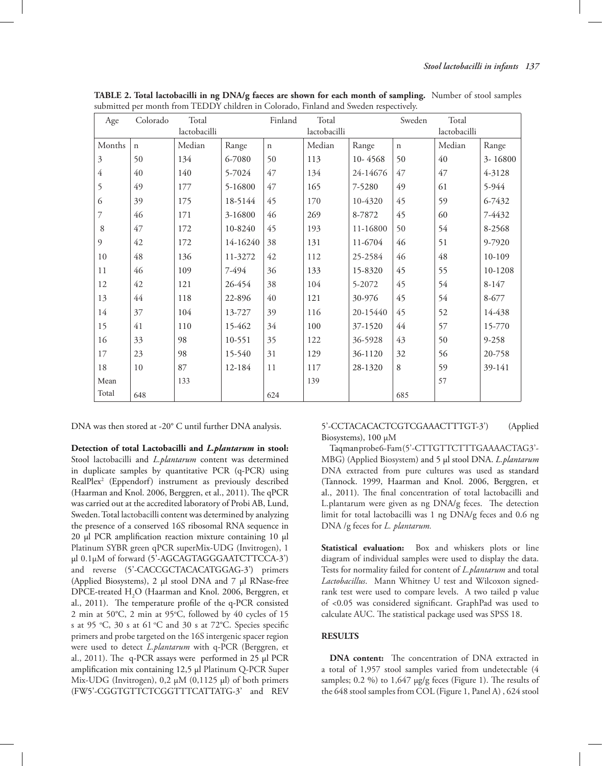**TABLE 2. Total lactobacilli in ng DNA/g faeces are shown for each month of sampling.** Number of stool samples submitted per month from TEDDY children in Colorado, Finland and Sweden respectively.

| Age | Colorado | Total lactobacilli | | Finland | Total lactobacilli | | Sweden | Total lactobacilli | |
|---|---|---|---|---|---|---|---|---|---|
| Months | n | Median | Range | n | Median | Range | n | Median | Range |
| 3 | 50 | 134 | 6-7080 | 50 | 113 | 10- 4568 | 50 | 40 | 3- 16800 |
| 4 | 40 | 140 | 5-7024 | 47 | 134 | 24-14676 | 47 | 47 | 4-3128 |
| 5 | 49 | 177 | 5-16800 | 47 | 165 | 7-5280 | 49 | 61 | 5-944 |
| 6 | 39 | 175 | 18-5144 | 45 | 170 | 10-4320 | 45 | 59 | 6-7432 |
| 7 | 46 | 171 | 3-16800 | 46 | 269 | 8-7872 | 45 | 60 | 7-4432 |
| 8 | 47 | 172 | 10-8240 | 45 | 193 | 11-16800 | 50 | 54 | 8-2568 |
| 9 | 42 | 172 | 14-16240 | 38 | 131 | 11-6704 | 46 | 51 | 9-7920 |
| 10 | 48 | 136 | 11-3272 | 42 | 112 | 25-2584 | 46 | 48 | 10-109 |
| 11 | 46 | 109 | 7-494 | 36 | 133 | 15-8320 | 45 | 55 | 10-1208 |
| 12 | 42 | 121 | 26-454 | 38 | 104 | 5-2072 | 45 | 54 | 8-147 |
| 13 | 44 | 118 | 22-896 | 40 | 121 | 30-976 | 45 | 54 | 8-677 |
| 14 | 37 | 104 | 13-727 | 39 | 116 | 20-15440 | 45 | 52 | 14-438 |
| 15 | 41 | 110 | 15-462 | 34 | 100 | 37-1520 | 44 | 57 | 15-770 |
| 16 | 33 | 98 | 10-551 | 35 | 122 | 36-5928 | 43 | 50 | 9-258 |
| 17 | 23 | 98 | 15-540 | 31 | 129 | 36-1120 | 32 | 56 | 20-758 |
| 18 | 10 | 87 | 12-184 | 11 | 117 | 28-1320 | 8 | 59 | 39-141 |
| Mean | | 133 | | | 139 | | | 57 | |
| Total | 648 | | | 624 | | | 685 | | |

DNA was then stored at -20° C until further DNA analysis.

**Detection of total Lactobacilli and *L.plantarum* in stool:** Stool lactobacilli and *L.plantarum* content was determined in duplicate samples by quantitative PCR (q-PCR) using RealPlex[2] (Eppendorf) instrument as previously described (Haarman and Knol. 2006, Berggren, et al., 2011). The qPCR was carried out at the accredited laboratory of Probi AB, Lund, Sweden. Total lactobacilli content was determined by analyzing the presence of a conserved 16S ribosomal RNA sequence in 20 µl PCR amplification reaction mixture containing 10 µl Platinum SYBR green qPCR superMix-UDG (Invitrogen), 1 µl 0.1µM of forward (5'-AGCAGTAGGGAATCTTCCA-3') and reverse (5'-CACCGCTACACATGGAG-3') primers (Applied Biosystems), 2 µl stool DNA and 7 µl RNase-free DPCE-treated $H_2O$ (Haarman and Knol. 2006, Berggren, et al., 2011). The temperature profile of the q-PCR consisted 2 min at 50°C, 2 min at 95°C, followed by 40 cycles of 15 s at 95 °C, 30 s at 61 °C and 30 s at 72°C. Species specific primers and probe targeted on the 16S intergenic spacer region were used to detect *L.plantarum* with q-PCR (Berggren, et al., 2011). The q-PCR assays were performed in 25 µl PCR amplification mix containing 12,5 µl Platinum Q-PCR Super Mix-UDG (Invitrogen), 0,2 µM (0,1125 µl) of both primers (FW5'-CGGTGTTCTCGGTTTCATTATG-3' and REV 5'-CCTACACACTCGTCGAAACTTTGT-3') (Applied Biosystems), 100 µM

Taqmanprobe6-Fam(5'-CTTGTTCTTTGAAAACTAG3'-MBG) (Applied Biosystem) and 5 µl stool DNA. *L.plantarum* DNA extracted from pure cultures was used as standard (Tannock. 1999, Haarman and Knol. 2006, Berggren, et al., 2011). The final concentration of total lactobacilli and L.plantarum were given as ng DNA/g feces. The detection limit for total lactobacilli was 1 ng DNA/g feces and 0.6 ng DNA /g feces for *L. plantarum.*

**Statistical evaluation:** Box and whiskers plots or line diagram of individual samples were used to display the data. Tests for normality failed for content of *L.plantarum* and total *Lactobacillus*. Mann Whitney U test and Wilcoxon signed-rank test were used to compare levels. A two tailed p value of <0.05 was considered significant. GraphPad was used to calculate AUC. The statistical package used was SPSS 18.

## RESULTS

**DNA content:** The concentration of DNA extracted in a total of 1,957 stool samples varied from undetectable (4 samples; 0.2 %) to 1,647 µg/g feces (Figure 1). The results of the 648 stool samples from COL (Figure 1, Panel A) , 624 stool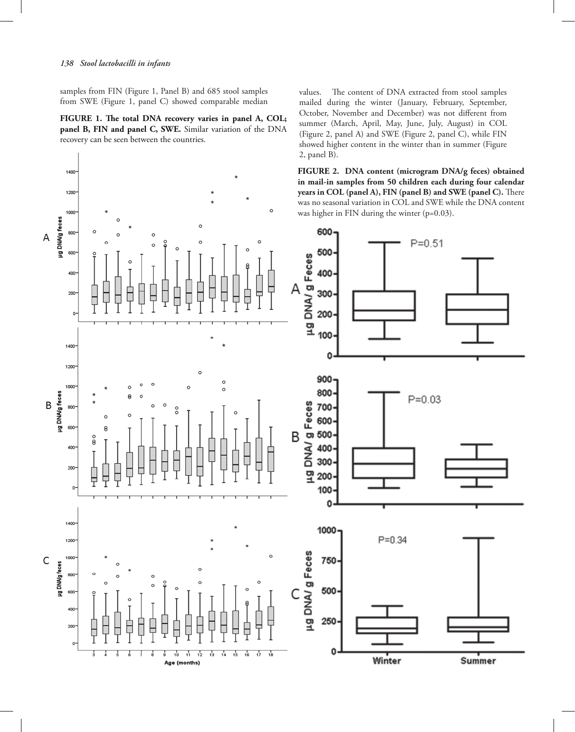samples from FIN (Figure 1, Panel B) and 685 stool samples from SWE (Figure 1, panel C) showed comparable median values. The content of DNA extracted from stool samples mailed during the winter (January, February, September, October, November and December) was not different from summer (March, April, May, June, July, August) in COL (Figure 2, panel A) and SWE (Figure 2, panel C), while FIN showed higher content in the winter than in summer (Figure 2, panel B).

**FIGURE 1. The total DNA recovery varies in panel A, COL; panel B, FIN and panel C, SWE.** Similar variation of the DNA recovery can be seen between the countries.

**FIGURE 2. DNA content (microgram DNA/g feces) obtained in mail-in samples from 50 children each during four calendar years in COL (panel A), FIN (panel B) and SWE (panel C).** There was no seasonal variation in COL and SWE while the DNA content was higher in FIN during the winter (p=0.03).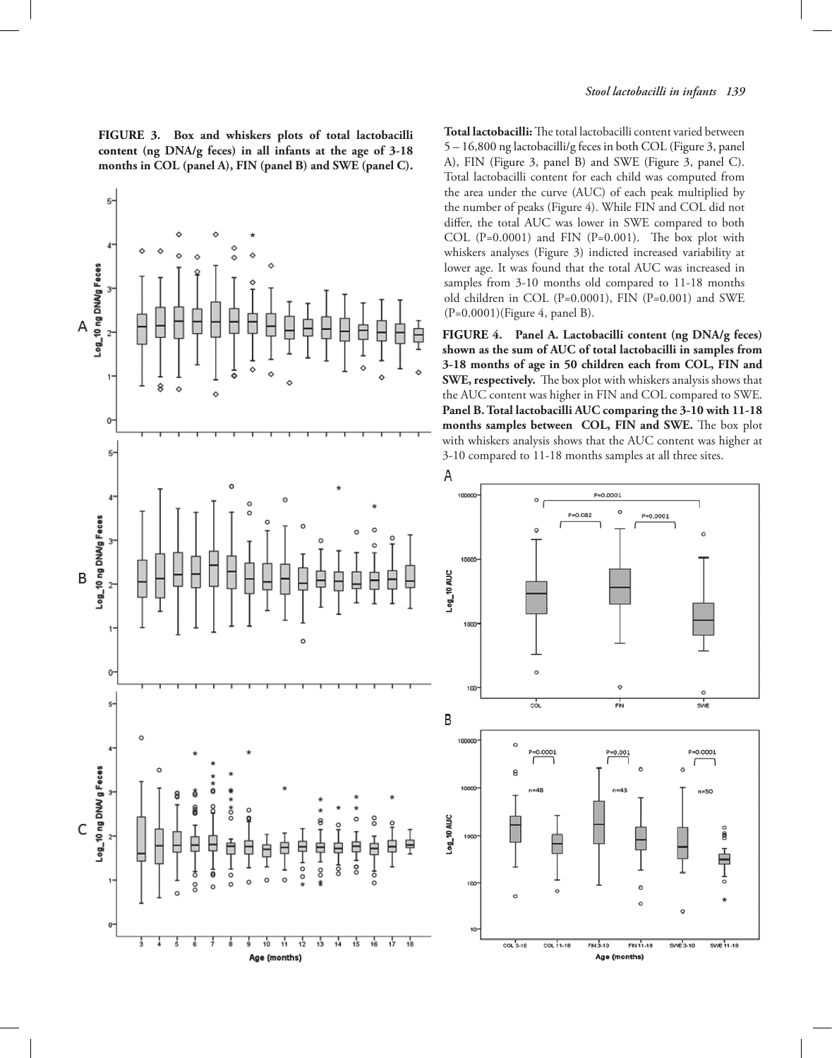**FIGURE 3. Box and whiskers plots of total lactobacilli content (ng DNA/g feces) in all infants at the age of 3-18 months in COL (panel A), FIN (panel B) and SWE (panel C).**

**Total lactobacilli:** The total lactobacilli content varied between 5 – 16,800 ng lactobacilli/g feces in both COL (Figure 3, panel A), FIN (Figure 3, panel B) and SWE (Figure 3, panel C). Total lactobacilli content for each child was computed from the area under the curve (AUC) of each peak multiplied by the number of peaks (Figure 4). While FIN and COL did not differ, the total AUC was lower in SWE compared to both COL (P=0.0001) and FIN (P=0.001). The box plot with whiskers analyses (Figure 3) indicted increased variability at lower age. It was found that the total AUC was increased in samples from 3-10 months old compared to 11-18 months old children in COL (P=0.0001), FIN (P=0.001) and SWE (P=0.0001)(Figure 4, panel B).

**FIGURE 4. Panel A. Lactobacilli content (ng DNA/g feces) shown as the sum of AUC of total lactobacilli in samples from 3-18 months of age in 50 children each from COL, FIN and SWE, respectively.** The box plot with whiskers analysis shows that the AUC content was higher in FIN and COL compared to SWE. **Panel B. Total lactobacilli AUC comparing the 3-10 with 11-18 months samples between COL, FIN and SWE.** The box plot with whiskers analysis shows that the AUC content was higher at 3-10 compared to 11-18 months samples at all three sites.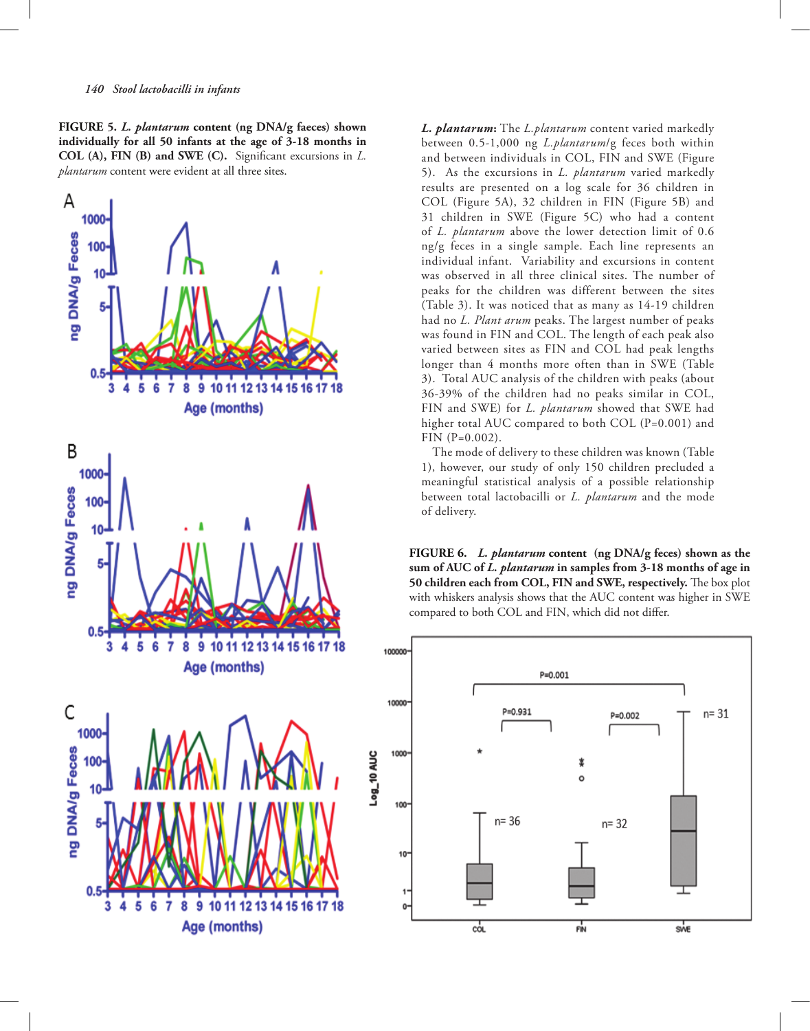**FIGURE 5. *L. plantarum* content (ng DNA/g faeces) shown individually for all 50 infants at the age of 3-18 months in COL (A), FIN (B) and SWE (C).** Significant excursions in *L. plantarum* content were evident at all three sites.

***L. plantarum*:** The *L.plantarum* content varied markedly between 0.5-1,000 ng *L.plantarum*/g feces both within and between individuals in COL, FIN and SWE (Figure 5). As the excursions in *L. plantarum* varied markedly results are presented on a log scale for 36 children in COL (Figure 5A), 32 children in FIN (Figure 5B) and 31 children in SWE (Figure 5C) who had a content of *L. plantarum* above the lower detection limit of 0.6 ng/g feces in a single sample. Each line represents an individual infant. Variability and excursions in content was observed in all three clinical sites. The number of peaks for the children was different between the sites (Table 3). It was noticed that as many as 14-19 children had no *L. Plant arum* peaks. The largest number of peaks was found in FIN and COL. The length of each peak also varied between sites as FIN and COL had peak lengths longer than 4 months more often than in SWE (Table 3). Total AUC analysis of the children with peaks (about 36-39% of the children had no peaks similar in COL, FIN and SWE) for *L. plantarum* showed that SWE had higher total AUC compared to both COL (P=0.001) and FIN (P=0.002).

The mode of delivery to these children was known (Table 1), however, our study of only 150 children precluded a meaningful statistical analysis of a possible relationship between total lactobacilli or *L. plantarum* and the mode of delivery.

**FIGURE 6. *L. plantarum* content (ng DNA/g feces) shown as the sum of AUC of *L. plantarum* in samples from 3-18 months of age in 50 children each from COL, FIN and SWE, respectively.** The box plot with whiskers analysis shows that the AUC content was higher in SWE compared to both COL and FIN, which did not differ.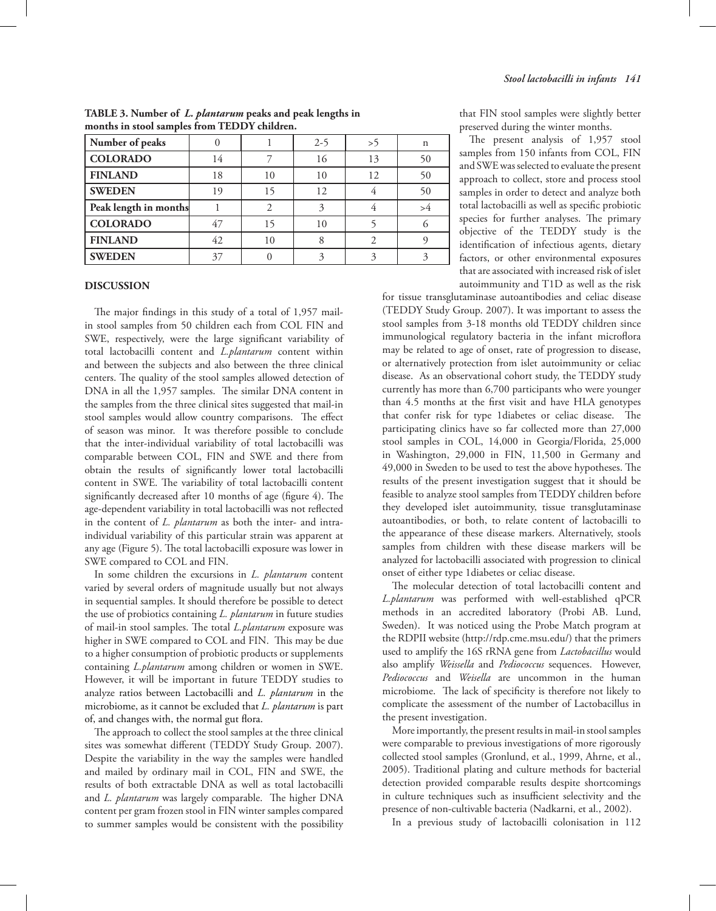**TABLE 3. Number of *L. plantarum* peaks and peak lengths in months in stool samples from TEDDY children.**

| Number of peaks | 0 | 1 | 2-5 | >5 | n |
|---|---|---|---|---|---|
| **COLORADO** | 14 | 7 | 16 | 13 | 50 |
| **FINLAND** | 18 | 10 | 10 | 12 | 50 |
| **SWEDEN** | 19 | 15 | 12 | 4 | 50 |
| **Peak length in months** | 1 | 2 | 3 | 4 | >4 |
| **COLORADO** | 47 | 15 | 10 | 5 | 6 |
| **FINLAND** | 42 | 10 | 8 | 2 | 9 |
| **SWEDEN** | 37 | 0 | 3 | 3 | 3 |

## DISCUSSION

The major findings in this study of a total of 1,957 mail-in stool samples from 50 children each from COL FIN and SWE, respectively, were the large significant variability of total lactobacilli content and *L.plantarum* content within and between the subjects and also between the three clinical centers. The quality of the stool samples allowed detection of DNA in all the 1,957 samples. The similar DNA content in the samples from the three clinical sites suggested that mail-in stool samples would allow country comparisons. The effect of season was minor. It was therefore possible to conclude that the inter-individual variability of total lactobacilli was comparable between COL, FIN and SWE and there from obtain the results of significantly lower total lactobacilli content in SWE. The variability of total lactobacilli content significantly decreased after 10 months of age (figure 4). The age-dependent variability in total lactobacilli was not reflected in the content of *L. plantarum* as both the inter- and intra-individual variability of this particular strain was apparent at any age (Figure 5). The total lactobacilli exposure was lower in SWE compared to COL and FIN.

In some children the excursions in *L. plantarum* content varied by several orders of magnitude usually but not always in sequential samples. It should therefore be possible to detect the use of probiotics containing *L. plantarum* in future studies of mail-in stool samples. The total *L.plantarum* exposure was higher in SWE compared to COL and FIN. This may be due to a higher consumption of probiotic products or supplements containing *L.plantarum* among children or women in SWE. However, it will be important in future TEDDY studies to analyze ratios between Lactobacilli and *L. plantarum* in the microbiome, as it cannot be excluded that *L. plantarum* is part of, and changes with, the normal gut flora.

The approach to collect the stool samples at the three clinical sites was somewhat different (TEDDY Study Group. 2007). Despite the variability in the way the samples were handled and mailed by ordinary mail in COL, FIN and SWE, the results of both extractable DNA as well as total lactobacilli and *L. plantarum* was largely comparable. The higher DNA content per gram frozen stool in FIN winter samples compared to summer samples would be consistent with the possibility that FIN stool samples were slightly better preserved during the winter months.

The present analysis of 1,957 stool samples from 150 infants from COL, FIN and SWE was selected to evaluate the present approach to collect, store and process stool samples in order to detect and analyze both total lactobacilli as well as specific probiotic species for further analyses. The primary objective of the TEDDY study is the identification of infectious agents, dietary factors, or other environmental exposures that are associated with increased risk of islet autoimmunity and T1D as well as the risk for tissue transglutaminase autoantibodies and celiac disease (TEDDY Study Group. 2007). It was important to assess the stool samples from 3-18 months old TEDDY children since immunological regulatory bacteria in the infant microflora may be related to age of onset, rate of progression to disease, or alternatively protection from islet autoimmunity or celiac disease. As an observational cohort study, the TEDDY study currently has more than 6,700 participants who were younger than 4.5 months at the first visit and have HLA genotypes that confer risk for type 1diabetes or celiac disease. The participating clinics have so far collected more than 27,000 stool samples in COL, 14,000 in Georgia/Florida, 25,000 in Washington, 29,000 in FIN, 11,500 in Germany and 49,000 in Sweden to be used to test the above hypotheses. The results of the present investigation suggest that it should be feasible to analyze stool samples from TEDDY children before they developed islet autoimmunity, tissue transglutaminase autoantibodies, or both, to relate content of lactobacilli to the appearance of these disease markers. Alternatively, stools samples from children with these disease markers will be analyzed for lactobacilli associated with progression to clinical onset of either type 1diabetes or celiac disease.

The molecular detection of total lactobacilli content and *L.plantarum* was performed with well-established qPCR methods in an accredited laboratory (Probi AB. Lund, Sweden). It was noticed using the Probe Match program at the RDPII website (http://rdp.cme.msu.edu/) that the primers used to amplify the 16S rRNA gene from *Lactobacillus* would also amplify *Weissella* and *Pediococcus* sequences. However, *Pediococcus* and *Weisella* are uncommon in the human microbiome. The lack of specificity is therefore not likely to complicate the assessment of the number of Lactobacillus in the present investigation.

More importantly, the present results in mail-in stool samples were comparable to previous investigations of more rigorously collected stool samples (Gronlund, et al., 1999, Ahrne, et al., 2005). Traditional plating and culture methods for bacterial detection provided comparable results despite shortcomings in culture techniques such as insufficient selectivity and the presence of non-cultivable bacteria (Nadkarni, et al., 2002).

In a previous study of lactobacilli colonisation in 112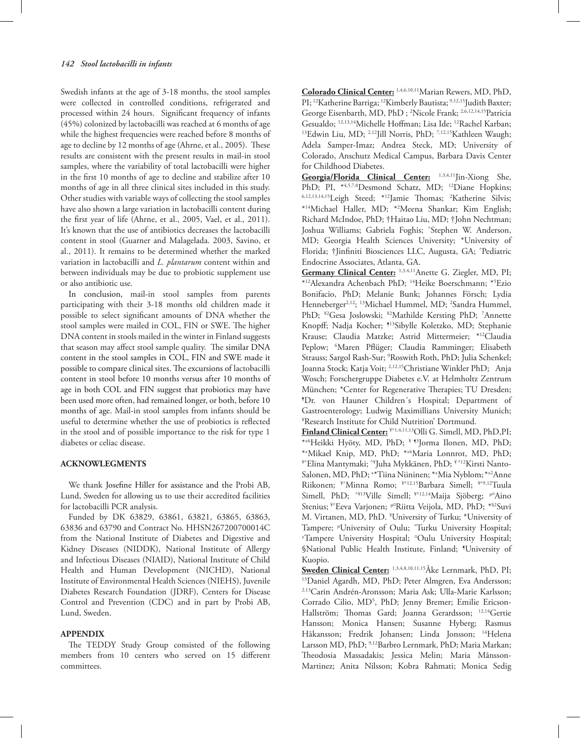Swedish infants at the age of 3-18 months, the stool samples were collected in controlled conditions, refrigerated and processed within 24 hours. Significant frequency of infants (45%) colonized by lactobacilli was reached at 6 months of age while the highest frequencies were reached before 8 months of age to decline by 12 months of age (Ahrne, et al., 2005). These results are consistent with the present results in mail-in stool samples, where the variability of total lactobacilli were higher in the first 10 months of age to decline and stabilize after 10 months of age in all three clinical sites included in this study. Other studies with variable ways of collecting the stool samples have also shown a large variation in lactobacilli content during the first year of life (Ahrne, et al., 2005, Vael, et al., 2011). It's known that the use of antibiotics decreases the lactobacilli content in stool (Guarner and Malagelada. 2003, Savino, et al., 2011). It remains to be determined whether the marked variation in lactobacilli and *L. plantarum* content within and between individuals may be due to probiotic supplement use or also antibiotic use.

In conclusion, mail-in stool samples from parents participating with their 3-18 months old children made it possible to select significant amounts of DNA whether the stool samples were mailed in COL, FIN or SWE. The higher DNA content in stools mailed in the winter in Finland suggests that season may affect stool sample quality. The similar DNA content in the stool samples in COL, FIN and SWE made it possible to compare clinical sites. The excursions of lactobacilli content in stool before 10 months versus after 10 months of age in both COL and FIN suggest that probiotics may have been used more often, had remained longer, or both, before 10 months of age. Mail-in stool samples from infants should be useful to determine whether the use of probiotics is reflected in the stool and of possible importance to the risk for type 1 diabetes or celiac disease.

## ACKNOWLEGMENTS

We thank Josefine Hiller for assistance and the Probi AB, Lund, Sweden for allowing us to use their accredited facilities for lactobacilli PCR analysis.

Funded by DK 63829, 63861, 63821, 63865, 63863, 63836 and 63790 and Contract No. HHSN267200700014C from the National Institute of Diabetes and Digestive and Kidney Diseases (NIDDK), National Institute of Allergy and Infectious Diseases (NIAID), National Institute of Child Health and Human Development (NICHD), National Institute of Environmental Health Sciences (NIEHS), Juvenile Diabetes Research Foundation (JDRF), Centers for Disease Control and Prevention (CDC) and in part by Probi AB, Lund, Sweden.

## APPENDIX

The TEDDY Study Group consisted of the following members from 10 centers who served on 15 different committees.

**Colorado Clinical Center:** [1,4,6,10,11]Marian Rewers, MD, PhD, PI; [12]Katherine Barriga; [12]Kimberly Bautista; [9,12,15]Judith Baxter; George Eisenbarth, MD, PhD ; [2]Nicole Frank; [2,6,12,14,15]Patricia Gesualdo; [12,13,14]Michelle Hoffman; Lisa Ide; [12]Rachel Karban; [13]Edwin Liu, MD; [2,12]Jill Norris, PhD; [7,12,15]Kathleen Waugh; Adela Samper-Imaz; Andrea Steck, MD; University of Colorado, Anschutz Medical Campus, Barbara Davis Center for Childhood Diabetes.

**Georgia/Florida Clinical Center:** [1,3,4,11]Jin-Xiong She, PhD; PI, [*4,5,7,8]Desmond Schatz, MD; [12]Diane Hopkins; [6,12,13,14,15]Leigh Steed; [*12]Jamie Thomas; [2]Katherine Silvis; [*14]Michael Haller, MD; [*2]Meena Shankar; Kim English; Richard McIndoe, PhD; †Haitao Liu, MD; †John Nechtman; Joshua Williams; Gabriela Foghis; ^Stephen W. Anderson, MD; Georgia Health Sciences University; *University of Florida; †Jinfiniti Biosciences LLC, Augusta, GA; ^Pediatric Endocrine Associates, Atlanta, GA.

**Germany Clinical Center:** [1,3,4,11]Anette G. Ziegler, MD, PI; [*12]Alexandra Achenbach PhD; [14]Heike Boerschmann; [*5]Ezio Bonifacio, PhD; Melanie Bunk; Johannes Försch; Lydia Henneberger[2,12]; [13]Michael Hummel, MD; [2]Sandra Hummel, PhD; [¥2]Gesa Joslowski; [¥2]Mathilde Kersting PhD; [7]Annette Knopff; Nadja Kocher; [¶13]Sibylle Koletzko, MD; Stephanie Krause; Claudia Matzke; Astrid Mittermeier; [*12]Claudia Peplow; [6]Maren Pflüger; Claudia Ramminger; Elisabeth Strauss; Sargol Rash-Sur; [9]Roswith Roth, PhD; Julia Schenkel; Joanna Stock; Katja Voit; [2,12,15]Christiane Winkler PhD; Anja Wosch; Forschergruppe Diabetes e.V. at Helmholtz Zentrum München; *Center for Regenerative Therapies; TU Dresden; ¶Dr. von Hauner Children´s Hospital; Department of Gastroenterology; Ludwig Maximillians University Munich; ¥Research Institute for Child Nutrition' Dortmund.

**Finland Clinical Center:** [¥^1,4,11,13]Olli G. Simell, MD, PhD,PI; [*±6]Heikki Hyöty, MD, PhD; [¥ ¶3]Jorma Ilonen, MD, PhD; [*±]Mikael Knip, MD, PhD; [*±6]Maria Lonnrot, MD, PhD; [¥^]Elina Mantymaki; [^¥]Juha Mykkänen, PhD; [¥^12]Kirsti Nanto-Salonen, MD, PhD; [±*]Tiina Niininen; [*±]Mia Nyblom; [*±2]Anne Riikonen; [¥^]Minna Romo; [¥^12,15]Barbara Simell; [¥^9,12]Tuula Simell, PhD; [^¥13]Ville Simell; [¥^12,14]Maija Sjöberg; [µ¤]Aino Stenius; [¥^]Eeva Varjonen; [µ¤]Riitta Veijola, MD, PhD; [*§2]Suvi M. Virtanen, MD, PhD. ¥University of Turku; *University of Tampere; µUniversity of Oulu; ^Turku University Hospital; ±Tampere University Hospital; ¤Oulu University Hospital; §National Public Health Institute, Finland; ¶University of Kuopio.

**Sweden Clinical Center:** [1,3,4,8,10,11,15]Åke Lernmark, PhD, PI; [13]Daniel Agardh, MD, PhD; Peter Almgren, Eva Andersson; [2,13]Carin Andrén-Aronsson; Maria Ask; Ulla-Marie Karlsson; Corrado Cilio, MD[5], PhD; Jenny Bremer; Emilie Ericson-Hallström; Thomas Gard; Joanna Gerardsson; [12,14]Gertie Hansson; Monica Hansen; Susanne Hyberg; Rasmus Håkansson; Fredrik Johansen; Linda Jonsson; [14]Helena Larsson MD, PhD; [9,12]Barbro Lernmark, PhD; Maria Markan; Theodosia Massadakis; Jessica Melin; Maria Månsson-Martinez; Anita Nilsson; Kobra Rahmati; Monica Sedig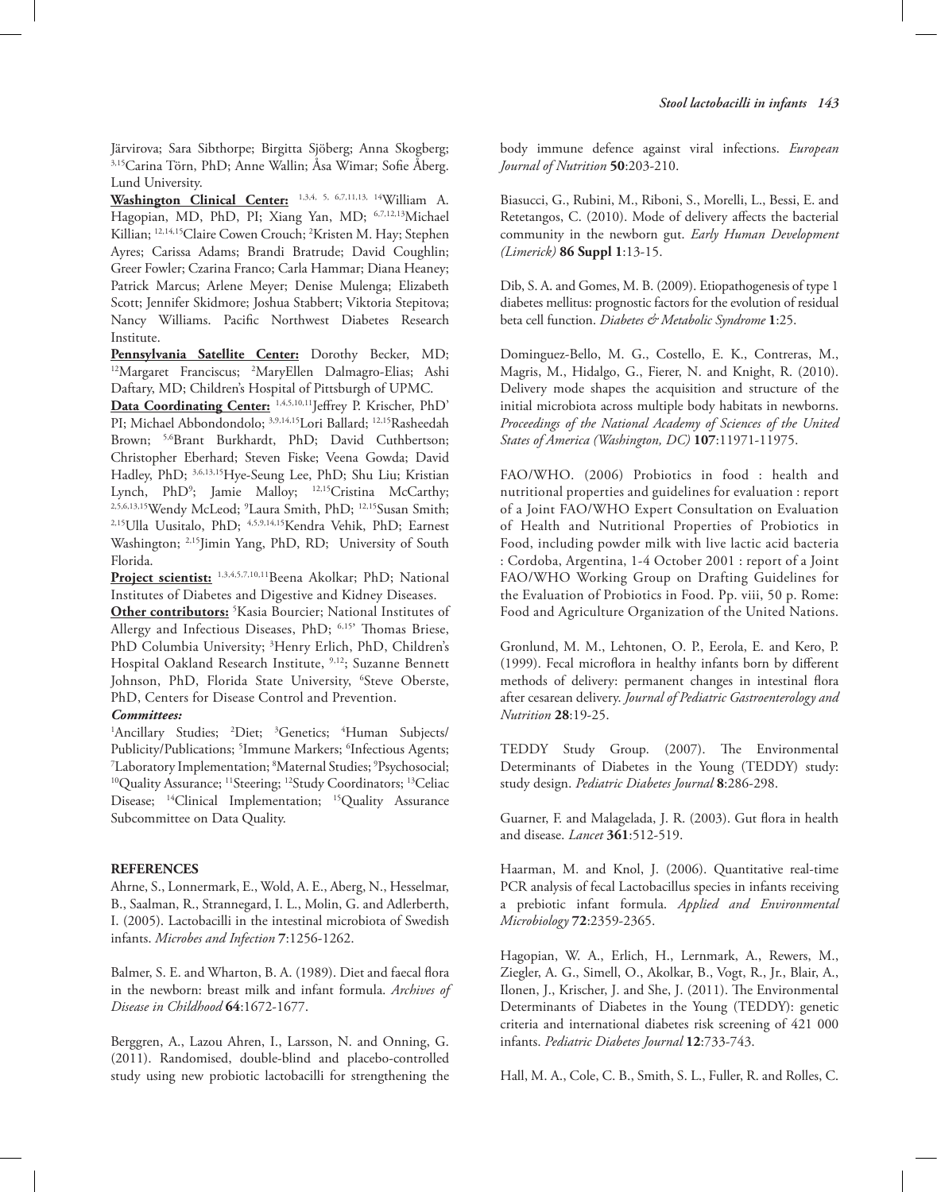Järvirova; Sara Sibthorpe; Birgitta Sjöberg; Anna Skogberg; [3,15]Carina Törn, PhD; Anne Wallin; Åsa Wimar; Sofie Åberg. Lund University.

**Washington Clinical Center:** [1,3,4, 5, 6,7,11,13, 14]William A. Hagopian, MD, PhD, PI; Xiang Yan, MD; [6,7,12,13]Michael Killian; [12,14,15]Claire Cowen Crouch; [2]Kristen M. Hay; Stephen Ayres; Carissa Adams; Brandi Bratrude; David Coughlin; Greer Fowler; Czarina Franco; Carla Hammar; Diana Heaney; Patrick Marcus; Arlene Meyer; Denise Mulenga; Elizabeth Scott; Jennifer Skidmore; Joshua Stabbert; Viktoria Stepitova; Nancy Williams. Pacific Northwest Diabetes Research Institute.

**Pennsylvania Satellite Center:** Dorothy Becker, MD; [12]Margaret Franciscus; [2]MaryEllen Dalmagro-Elias; Ashi Daftary, MD; Children's Hospital of Pittsburgh of UPMC.

**Data Coordinating Center:** [1,4,5,10,11]Jeffrey P. Krischer, PhD' PI; Michael Abbondondolo; [3,9,14,15]Lori Ballard; [12,15]Rasheedah Brown; [5,6]Brant Burkhardt, PhD; David Cuthbertson; Christopher Eberhard; Steven Fiske; Veena Gowda; David Hadley, PhD; [3,6,13,15]Hye-Seung Lee, PhD; Shu Liu; Kristian Lynch, PhD[9]; Jamie Malloy; [12,15]Cristina McCarthy; [2,5,6,13,15]Wendy McLeod; [9]Laura Smith, PhD; [12,15]Susan Smith; [2,15]Ulla Uusitalo, PhD; [4,5,9,14,15]Kendra Vehik, PhD; Earnest Washington; [2,15]Jimin Yang, PhD, RD; University of South Florida.

**Project scientist:** [1,3,4,5,7,10,11]Beena Akolkar; PhD; National Institutes of Diabetes and Digestive and Kidney Diseases.

**Other contributors:** [5]Kasia Bourcier; National Institutes of Allergy and Infectious Diseases, PhD; [6,15'] Thomas Briese, PhD Columbia University; [3]Henry Erlich, PhD, Children's Hospital Oakland Research Institute, [9,12]; Suzanne Bennett Johnson, PhD, Florida State University, [6]Steve Oberste, PhD, Centers for Disease Control and Prevention.

***Committees:***

[1]Ancillary Studies; [2]Diet; [3]Genetics; [4]Human Subjects/ Publicity/Publications; [5]Immune Markers; [6]Infectious Agents; [7]Laboratory Implementation; [8]Maternal Studies; [9]Psychosocial; [10]Quality Assurance; [11]Steering; [12]Study Coordinators; [13]Celiac Disease; [14]Clinical Implementation; [15]Quality Assurance Subcommittee on Data Quality.

## REFERENCES

Ahrne, S., Lonnermark, E., Wold, A. E., Aberg, N., Hesselmar, B., Saalman, R., Strannegard, I. L., Molin, G. and Adlerberth, I. (2005). Lactobacilli in the intestinal microbiota of Swedish infants. *Microbes and Infection* **7**:1256-1262.

Balmer, S. E. and Wharton, B. A. (1989). Diet and faecal flora in the newborn: breast milk and infant formula. *Archives of Disease in Childhood* **64**:1672-1677.

Berggren, A., Lazou Ahren, I., Larsson, N. and Onning, G. (2011). Randomised, double-blind and placebo-controlled study using new probiotic lactobacilli for strengthening the body immune defence against viral infections. *European Journal of Nutrition* **50**:203-210.

Biasucci, G., Rubini, M., Riboni, S., Morelli, L., Bessi, E. and Retetangos, C. (2010). Mode of delivery affects the bacterial community in the newborn gut. *Early Human Development (Limerick)* **86 Suppl 1**:13-15.

Dib, S. A. and Gomes, M. B. (2009). Etiopathogenesis of type 1 diabetes mellitus: prognostic factors for the evolution of residual beta cell function. *Diabetes & Metabolic Syndrome* **1**:25.

Dominguez-Bello, M. G., Costello, E. K., Contreras, M., Magris, M., Hidalgo, G., Fierer, N. and Knight, R. (2010). Delivery mode shapes the acquisition and structure of the initial microbiota across multiple body habitats in newborns. *Proceedings of the National Academy of Sciences of the United States of America (Washington, DC)* **107**:11971-11975.

FAO/WHO. (2006) Probiotics in food : health and nutritional properties and guidelines for evaluation : report of a Joint FAO/WHO Expert Consultation on Evaluation of Health and Nutritional Properties of Probiotics in Food, including powder milk with live lactic acid bacteria : Cordoba, Argentina, 1-4 October 2001 : report of a Joint FAO/WHO Working Group on Drafting Guidelines for the Evaluation of Probiotics in Food. Pp. viii, 50 p. Rome: Food and Agriculture Organization of the United Nations.

Gronlund, M. M., Lehtonen, O. P., Eerola, E. and Kero, P. (1999). Fecal microflora in healthy infants born by different methods of delivery: permanent changes in intestinal flora after cesarean delivery. *Journal of Pediatric Gastroenterology and Nutrition* **28**:19-25.

TEDDY Study Group. (2007). The Environmental Determinants of Diabetes in the Young (TEDDY) study: study design. *Pediatric Diabetes Journal* **8**:286-298.

Guarner, F. and Malagelada, J. R. (2003). Gut flora in health and disease. *Lancet* **361**:512-519.

Haarman, M. and Knol, J. (2006). Quantitative real-time PCR analysis of fecal Lactobacillus species in infants receiving a prebiotic infant formula. *Applied and Environmental Microbiology* **72**:2359-2365.

Hagopian, W. A., Erlich, H., Lernmark, A., Rewers, M., Ziegler, A. G., Simell, O., Akolkar, B., Vogt, R., Jr., Blair, A., Ilonen, J., Krischer, J. and She, J. (2011). The Environmental Determinants of Diabetes in the Young (TEDDY): genetic criteria and international diabetes risk screening of 421 000 infants. *Pediatric Diabetes Journal* **12**:733-743.

Hall, M. A., Cole, C. B., Smith, S. L., Fuller, R. and Rolles, C.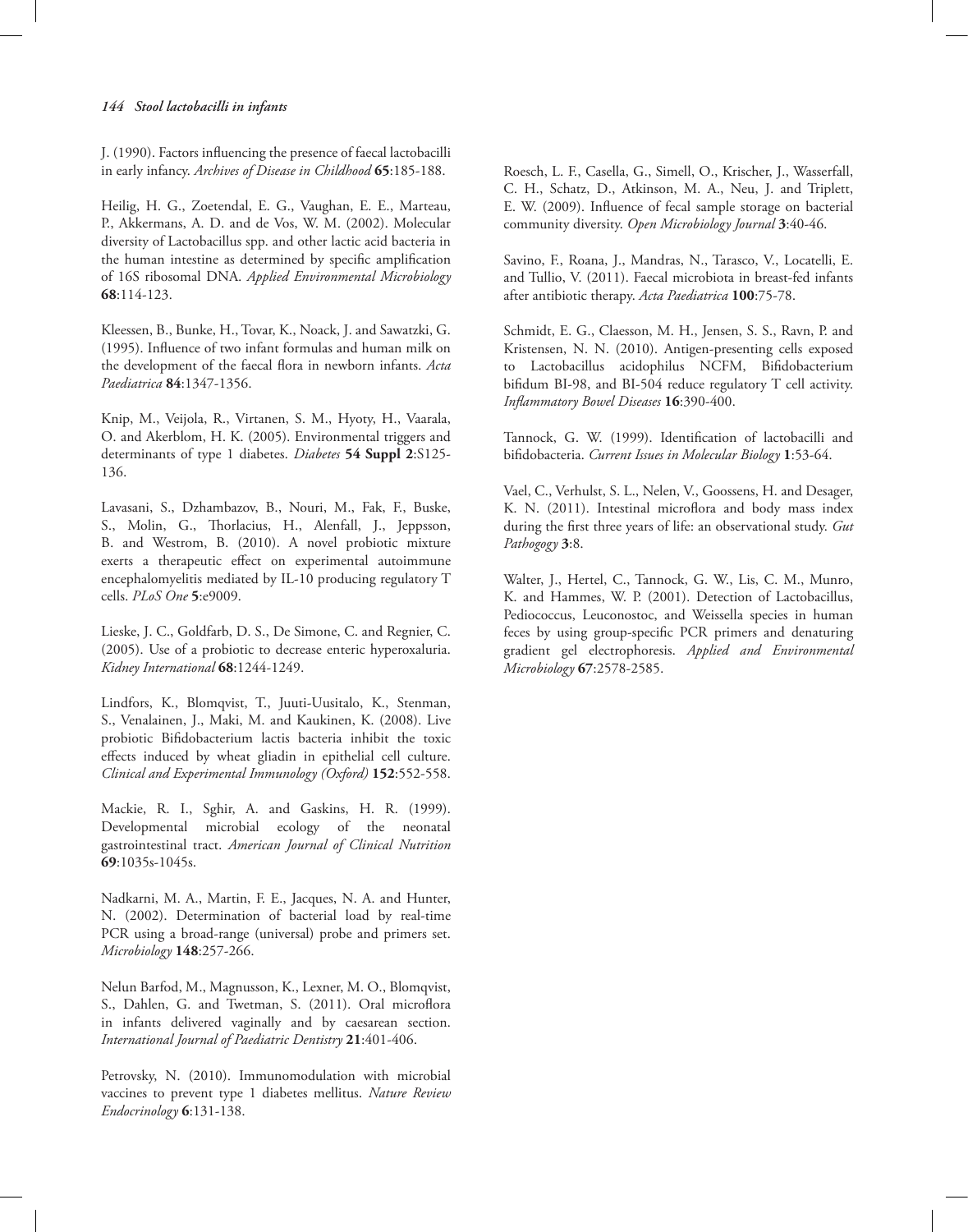J. (1990). Factors influencing the presence of faecal lactobacilli in early infancy. *Archives of Disease in Childhood* **65**:185-188.

Heilig, H. G., Zoetendal, E. G., Vaughan, E. E., Marteau, P., Akkermans, A. D. and de Vos, W. M. (2002). Molecular diversity of Lactobacillus spp. and other lactic acid bacteria in the human intestine as determined by specific amplification of 16S ribosomal DNA. *Applied Environmental Microbiology* **68**:114-123.

Kleessen, B., Bunke, H., Tovar, K., Noack, J. and Sawatzki, G. (1995). Influence of two infant formulas and human milk on the development of the faecal flora in newborn infants. *Acta Paediatrica* **84**:1347-1356.

Knip, M., Veijola, R., Virtanen, S. M., Hyoty, H., Vaarala, O. and Akerblom, H. K. (2005). Environmental triggers and determinants of type 1 diabetes. *Diabetes* **54 Suppl 2**:S125-136.

Lavasani, S., Dzhambazov, B., Nouri, M., Fak, F., Buske, S., Molin, G., Thorlacius, H., Alenfall, J., Jeppsson, B. and Westrom, B. (2010). A novel probiotic mixture exerts a therapeutic effect on experimental autoimmune encephalomyelitis mediated by IL-10 producing regulatory T cells. *PLoS One* **5**:e9009.

Lieske, J. C., Goldfarb, D. S., De Simone, C. and Regnier, C. (2005). Use of a probiotic to decrease enteric hyperoxaluria. *Kidney International* **68**:1244-1249.

Lindfors, K., Blomqvist, T., Juuti-Uusitalo, K., Stenman, S., Venalainen, J., Maki, M. and Kaukinen, K. (2008). Live probiotic Bifidobacterium lactis bacteria inhibit the toxic effects induced by wheat gliadin in epithelial cell culture. *Clinical and Experimental Immunology (Oxford)* **152**:552-558.

Mackie, R. I., Sghir, A. and Gaskins, H. R. (1999). Developmental microbial ecology of the neonatal gastrointestinal tract. *American Journal of Clinical Nutrition* **69**:1035s-1045s.

Nadkarni, M. A., Martin, F. E., Jacques, N. A. and Hunter, N. (2002). Determination of bacterial load by real-time PCR using a broad-range (universal) probe and primers set. *Microbiology* **148**:257-266.

Nelun Barfod, M., Magnusson, K., Lexner, M. O., Blomqvist, S., Dahlen, G. and Twetman, S. (2011). Oral microflora in infants delivered vaginally and by caesarean section. *International Journal of Paediatric Dentistry* **21**:401-406.

Petrovsky, N. (2010). Immunomodulation with microbial vaccines to prevent type 1 diabetes mellitus. *Nature Review Endocrinology* **6**:131-138.

Roesch, L. F., Casella, G., Simell, O., Krischer, J., Wasserfall, C. H., Schatz, D., Atkinson, M. A., Neu, J. and Triplett, E. W. (2009). Influence of fecal sample storage on bacterial community diversity. *Open Microbiology Journal* **3**:40-46.

Savino, F., Roana, J., Mandras, N., Tarasco, V., Locatelli, E. and Tullio, V. (2011). Faecal microbiota in breast-fed infants after antibiotic therapy. *Acta Paediatrica* **100**:75-78.

Schmidt, E. G., Claesson, M. H., Jensen, S. S., Ravn, P. and Kristensen, N. N. (2010). Antigen-presenting cells exposed to Lactobacillus acidophilus NCFM, Bifidobacterium bifidum BI-98, and BI-504 reduce regulatory T cell activity. *Inflammatory Bowel Diseases* **16**:390-400.

Tannock, G. W. (1999). Identification of lactobacilli and bifidobacteria. *Current Issues in Molecular Biology* **1**:53-64.

Vael, C., Verhulst, S. L., Nelen, V., Goossens, H. and Desager, K. N. (2011). Intestinal microflora and body mass index during the first three years of life: an observational study. *Gut Pathogogy* **3**:8.

Walter, J., Hertel, C., Tannock, G. W., Lis, C. M., Munro, K. and Hammes, W. P. (2001). Detection of Lactobacillus, Pediococcus, Leuconostoc, and Weissella species in human feces by using group-specific PCR primers and denaturing gradient gel electrophoresis. *Applied and Environmental Microbiology* **67**:2578-2585.